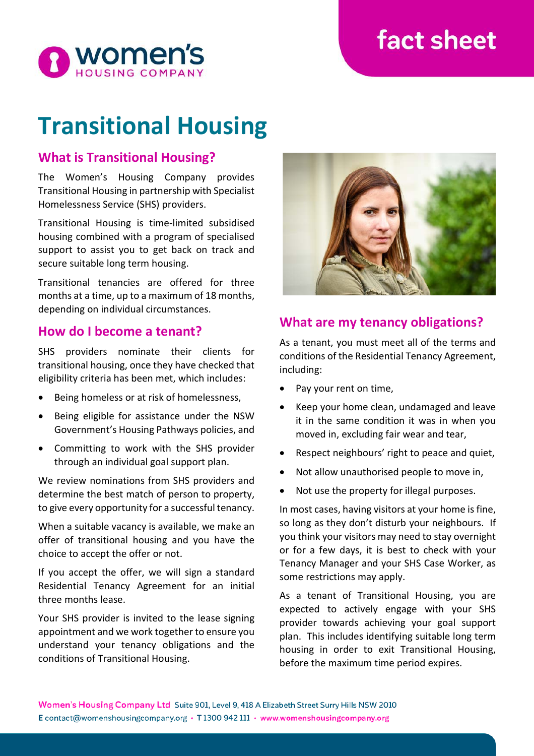fact sheet

# Transitional Housing

## What is Transitional Housing?

The Women's Housing Company provides Transitional Housing in partnership with Specialist Homelessness Service (SHS) providers.

Transitional Housing is time-limited subsidised housing combined with a program of specialised support to assist you to get back on track and secure suitable long term housing.

Transitional tenancies are offered for three months at a time, up to a maximum of 18 months, depending on individual circumstances.

## How do I become a tenant?

SHS providers nominate their clients for transitional housing, once they have checked that eligibility criteria has been met, which includes:

- Being homeless or at risk of homelessness,
- Being eligible for assistance under the NSW Government's Housing Pathways policies, and
- Committing to work with the SHS provider through an individual goal support plan.

We review nominations from SHS providers and determine the best match of person to property, to give every opportunity for a successful tenancy.

When a suitable vacancy is available, we make an offer of transitional housing and you have the choice to accept the offer or not.

If you accept the offer, we will sign a standard Residential Tenancy Agreement for an initial three months lease.

Your SHS provider is invited to the lease signing appointment and we work together to ensure you understand your tenancy obligations and the conditions of Transitional Housing.

## What are my tenancy obligations?

As a tenant, you must meet all of the terms and conditions of the Residential Tenancy Agreement, including:

- Pay your rent on time,
- Keep your home clean, undamaged and leave it in the same condition it was in when you moved in, excluding fair wear and tear,
- Respect neighbours' right to peace and quiet,
- Not allow unauthorised people to move in,
- Not use the property for illegal purposes.

In most cases, having visitors at your home is fine, so long as they don't disturb your neighbours. If you think your visitors may need to stay overnight or for a few days, it is best to check with your Tenancy Manager and your SHS Case Worker, as some restrictions may apply.

As a tenant of Transitional Housing, you are expected to actively engage with your SHS provider towards achieving your goal support plan. This includes identifying suitable long term housing in order to exit Transitional Housing, before the maximum time period expires.

**Women's Housing Company Ltd** Suite 901, Level 9, 418 A Elizabeth Street Surry Hills NSW 2010
E contact@womenshousingcompany.org • T 1300 942 111 • www.womenshousingcompany.org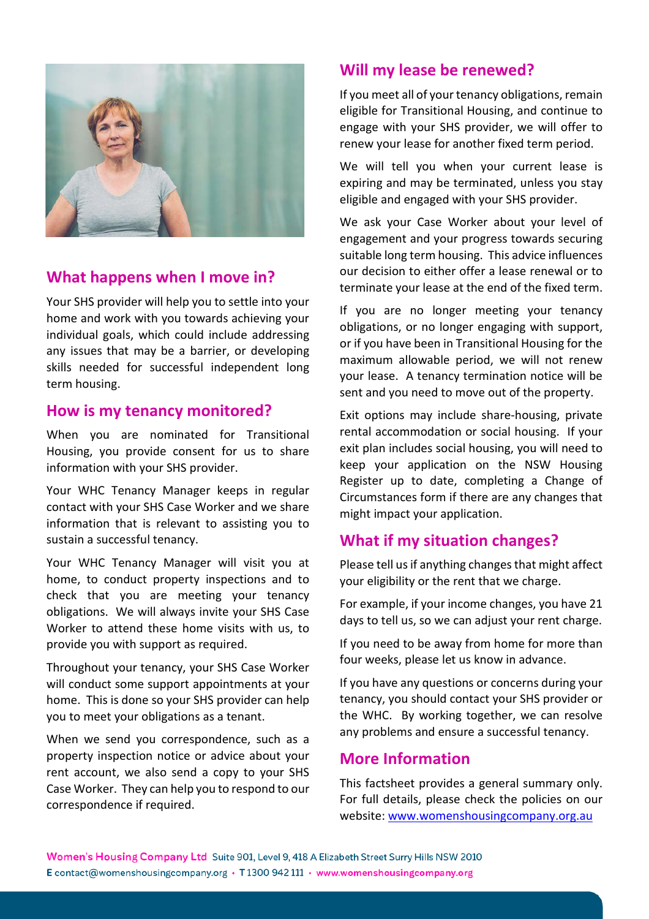## What happens when I move in?

Your SHS provider will help you to settle into your home and work with you towards achieving your individual goals, which could include addressing any issues that may be a barrier, or developing skills needed for successful independent long term housing.

## How is my tenancy monitored?

When you are nominated for Transitional Housing, you provide consent for us to share information with your SHS provider.

Your WHC Tenancy Manager keeps in regular contact with your SHS Case Worker and we share information that is relevant to assisting you to sustain a successful tenancy.

Your WHC Tenancy Manager will visit you at home, to conduct property inspections and to check that you are meeting your tenancy obligations. We will always invite your SHS Case Worker to attend these home visits with us, to provide you with support as required.

Throughout your tenancy, your SHS Case Worker will conduct some support appointments at your home. This is done so your SHS provider can help you to meet your obligations as a tenant.

When we send you correspondence, such as a property inspection notice or advice about your rent account, we also send a copy to your SHS Case Worker. They can help you to respond to our correspondence if required.

## Will my lease be renewed?

If you meet all of your tenancy obligations, remain eligible for Transitional Housing, and continue to engage with your SHS provider, we will offer to renew your lease for another fixed term period.

We will tell you when your current lease is expiring and may be terminated, unless you stay eligible and engaged with your SHS provider.

We ask your Case Worker about your level of engagement and your progress towards securing suitable long term housing. This advice influences our decision to either offer a lease renewal or to terminate your lease at the end of the fixed term.

If you are no longer meeting your tenancy obligations, or no longer engaging with support, or if you have been in Transitional Housing for the maximum allowable period, we will not renew your lease. A tenancy termination notice will be sent and you need to move out of the property.

Exit options may include share-housing, private rental accommodation or social housing. If your exit plan includes social housing, you will need to keep your application on the NSW Housing Register up to date, completing a Change of Circumstances form if there are any changes that might impact your application.

## What if my situation changes?

Please tell us if anything changes that might affect your eligibility or the rent that we charge.

For example, if your income changes, you have 21 days to tell us, so we can adjust your rent charge.

If you need to be away from home for more than four weeks, please let us know in advance.

If you have any questions or concerns during your tenancy, you should contact your SHS provider or the WHC. By working together, we can resolve any problems and ensure a successful tenancy.

## More Information

This factsheet provides a general summary only. For full details, please check the policies on our website: www.womenshousingcompany.org.au

**Women's Housing Company Ltd** Suite 901, Level 9, 418 A Elizabeth Street Surry Hills NSW 2010
E contact@womenshousingcompany.org • T 1300 942 111 • www.womenshousingcompany.org